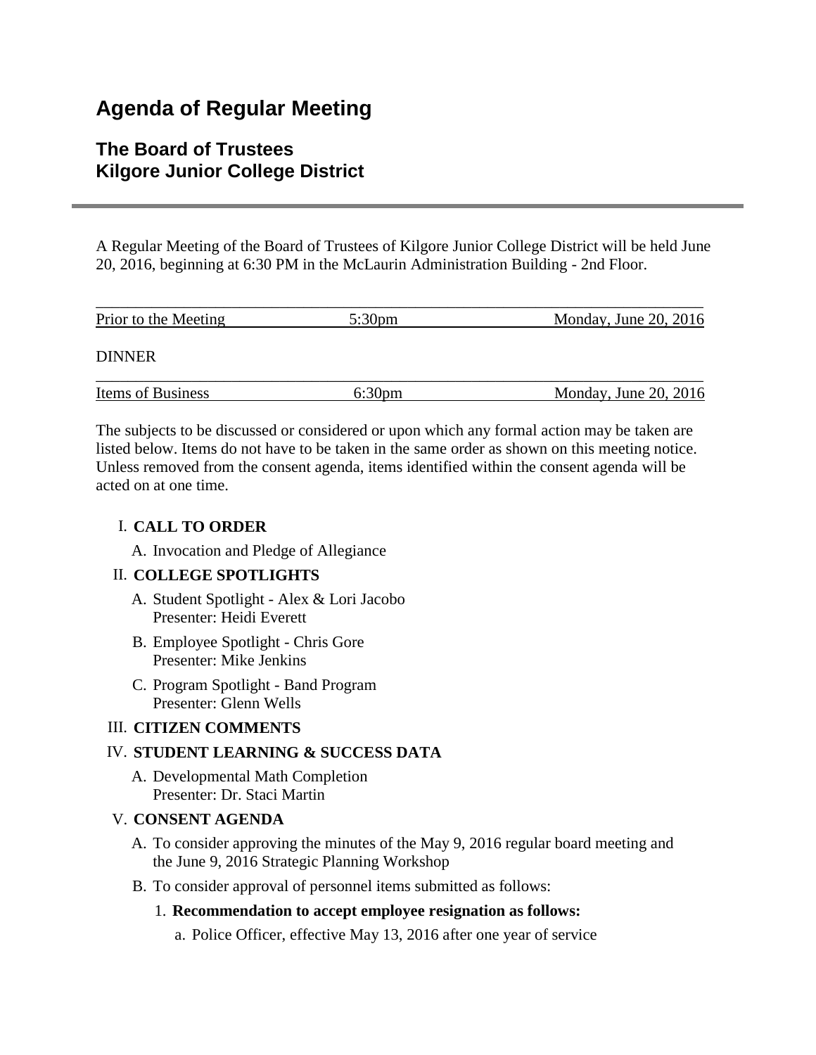# Agenda of Regular Meeting

## The Board of Trustees
## Kilgore Junior College District

A Regular Meeting of the Board of Trustees of Kilgore Junior College District will be held June 20, 2016, beginning at 6:30 PM in the McLaurin Administration Building - 2nd Floor.

| Prior to the Meeting | 5:30pm | Monday, June 20, 2016 |
|---|---|---|

DINNER

| Items of Business | 6:30pm | Monday, June 20, 2016 |
|---|---|---|

The subjects to be discussed or considered or upon which any formal action may be taken are listed below. Items do not have to be taken in the same order as shown on this meeting notice. Unless removed from the consent agenda, items identified within the consent agenda will be acted on at one time.

I. **CALL TO ORDER**
   - A. Invocation and Pledge of Allegiance

II. **COLLEGE SPOTLIGHTS**
   - A. Student Spotlight - Alex & Lori Jacobo
     Presenter: Heidi Everett
   - B. Employee Spotlight - Chris Gore
     Presenter: Mike Jenkins
   - C. Program Spotlight - Band Program
     Presenter: Glenn Wells

III. **CITIZEN COMMENTS**

IV. **STUDENT LEARNING & SUCCESS DATA**
   - A. Developmental Math Completion
     Presenter: Dr. Staci Martin

V. **CONSENT AGENDA**
   - A. To consider approving the minutes of the May 9, 2016 regular board meeting and the June 9, 2016 Strategic Planning Workshop
   - B. To consider approval of personnel items submitted as follows:
     1. **Recommendation to accept employee resignation as follows:**
        - a. Police Officer, effective May 13, 2016 after one year of service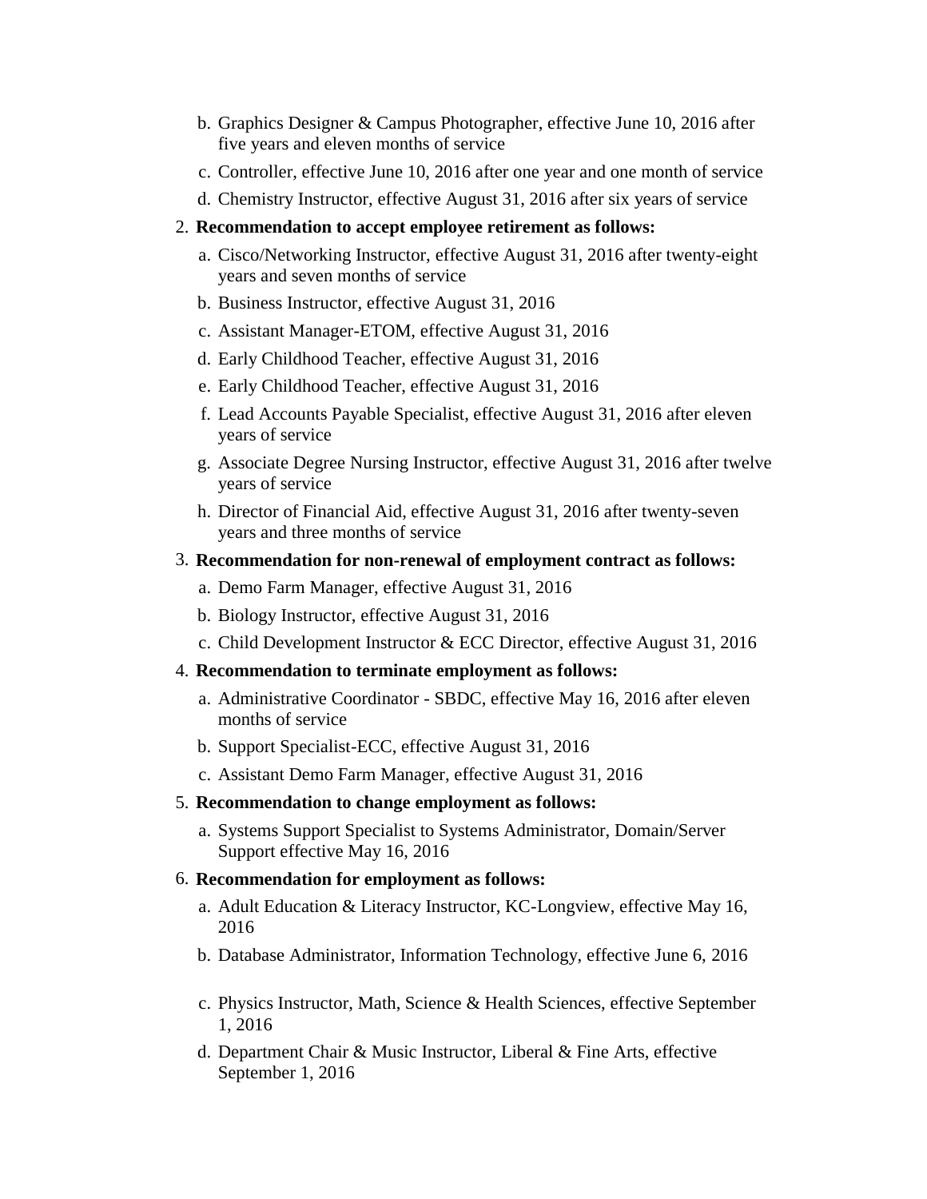b. Graphics Designer & Campus Photographer, effective June 10, 2016 after five years and eleven months of service
   c. Controller, effective June 10, 2016 after one year and one month of service
   d. Chemistry Instructor, effective August 31, 2016 after six years of service

2. **Recommendation to accept employee retirement as follows:**
   a. Cisco/Networking Instructor, effective August 31, 2016 after twenty-eight years and seven months of service
   b. Business Instructor, effective August 31, 2016
   c. Assistant Manager-ETOM, effective August 31, 2016
   d. Early Childhood Teacher, effective August 31, 2016
   e. Early Childhood Teacher, effective August 31, 2016
   f. Lead Accounts Payable Specialist, effective August 31, 2016 after eleven years of service
   g. Associate Degree Nursing Instructor, effective August 31, 2016 after twelve years of service
   h. Director of Financial Aid, effective August 31, 2016 after twenty-seven years and three months of service

3. **Recommendation for non-renewal of employment contract as follows:**
   a. Demo Farm Manager, effective August 31, 2016
   b. Biology Instructor, effective August 31, 2016
   c. Child Development Instructor & ECC Director, effective August 31, 2016

4. **Recommendation to terminate employment as follows:**
   a. Administrative Coordinator - SBDC, effective May 16, 2016 after eleven months of service
   b. Support Specialist-ECC, effective August 31, 2016
   c. Assistant Demo Farm Manager, effective August 31, 2016

5. **Recommendation to change employment as follows:**
   a. Systems Support Specialist to Systems Administrator, Domain/Server Support effective May 16, 2016

6. **Recommendation for employment as follows:**
   a. Adult Education & Literacy Instructor, KC-Longview, effective May 16, 2016
   b. Database Administrator, Information Technology, effective June 6, 2016
   c. Physics Instructor, Math, Science & Health Sciences, effective September 1, 2016
   d. Department Chair & Music Instructor, Liberal & Fine Arts, effective September 1, 2016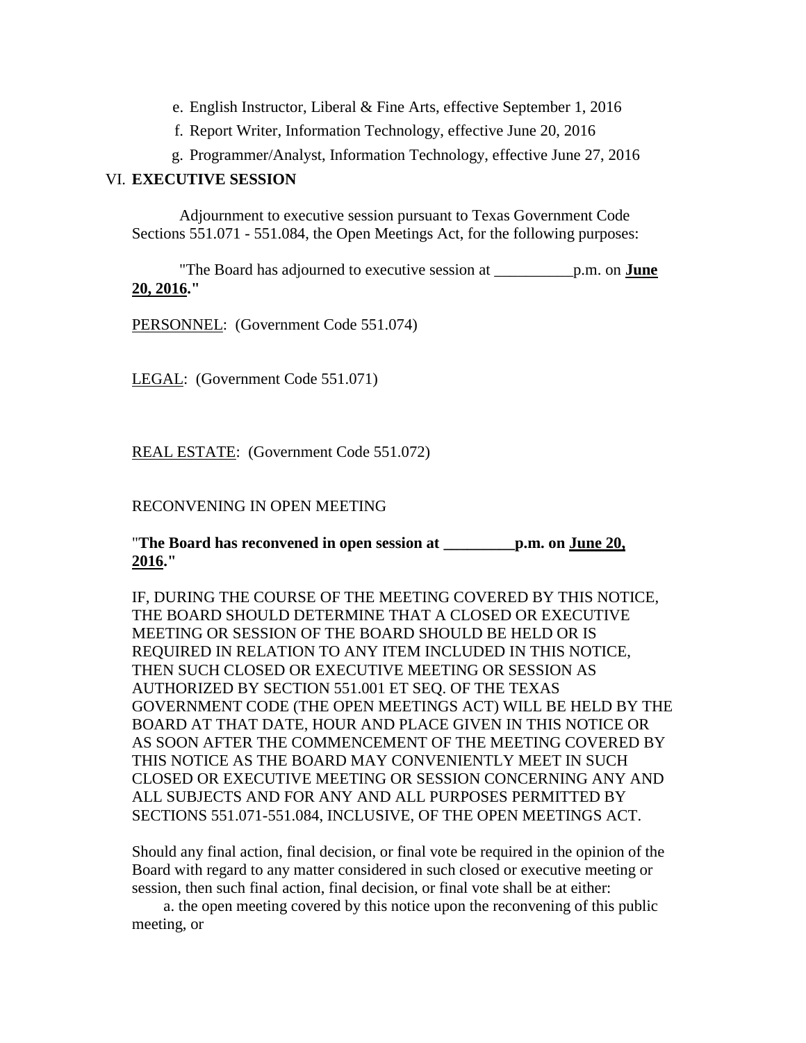e. English Instructor, Liberal & Fine Arts, effective September 1, 2016

f. Report Writer, Information Technology, effective June 20, 2016

g. Programmer/Analyst, Information Technology, effective June 27, 2016

VI. **EXECUTIVE SESSION**

Adjournment to executive session pursuant to Texas Government Code Sections 551.071 - 551.084, the Open Meetings Act, for the following purposes:

"The Board has adjourned to executive session at __________p.m. on **<u>June 20, 2016</u>**."

<u>PERSONNEL</u>: (Government Code 551.074)

<u>LEGAL</u>: (Government Code 551.071)

<u>REAL ESTATE</u>: (Government Code 551.072)

RECONVENING IN OPEN MEETING

"**The Board has reconvened in open session at _________p.m. on <u>June 20, 2016</u>.**"

IF, DURING THE COURSE OF THE MEETING COVERED BY THIS NOTICE, THE BOARD SHOULD DETERMINE THAT A CLOSED OR EXECUTIVE MEETING OR SESSION OF THE BOARD SHOULD BE HELD OR IS REQUIRED IN RELATION TO ANY ITEM INCLUDED IN THIS NOTICE, THEN SUCH CLOSED OR EXECUTIVE MEETING OR SESSION AS AUTHORIZED BY SECTION 551.001 ET SEQ. OF THE TEXAS GOVERNMENT CODE (THE OPEN MEETINGS ACT) WILL BE HELD BY THE BOARD AT THAT DATE, HOUR AND PLACE GIVEN IN THIS NOTICE OR AS SOON AFTER THE COMMENCEMENT OF THE MEETING COVERED BY THIS NOTICE AS THE BOARD MAY CONVENIENTLY MEET IN SUCH CLOSED OR EXECUTIVE MEETING OR SESSION CONCERNING ANY AND ALL SUBJECTS AND FOR ANY AND ALL PURPOSES PERMITTED BY SECTIONS 551.071-551.084, INCLUSIVE, OF THE OPEN MEETINGS ACT.

Should any final action, final decision, or final vote be required in the opinion of the Board with regard to any matter considered in such closed or executive meeting or session, then such final action, final decision, or final vote shall be at either:

a. the open meeting covered by this notice upon the reconvening of this public meeting, or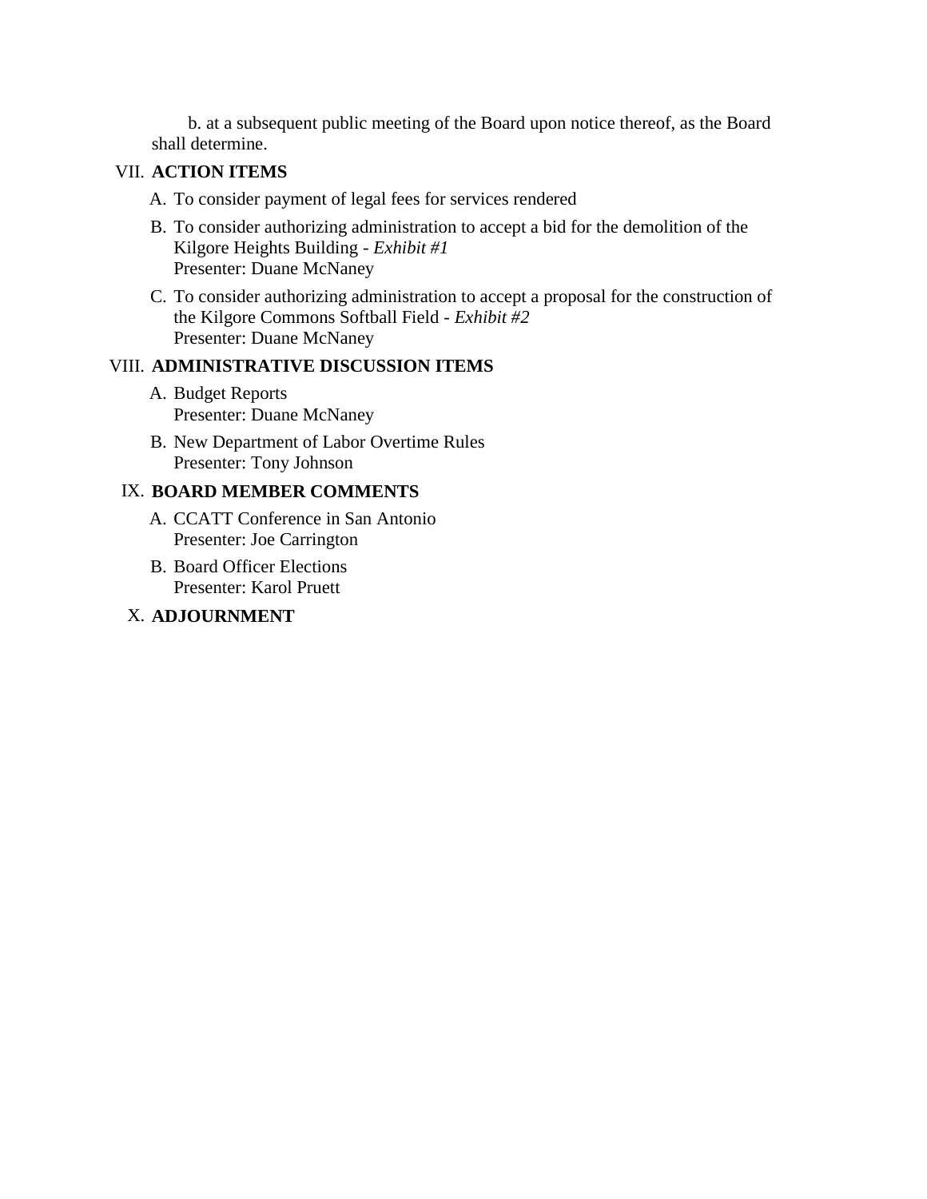b. at a subsequent public meeting of the Board upon notice thereof, as the Board shall determine.

VII. **ACTION ITEMS**

A. To consider payment of legal fees for services rendered

B. To consider authorizing administration to accept a bid for the demolition of the Kilgore Heights Building - *Exhibit #1*
Presenter: Duane McNaney

C. To consider authorizing administration to accept a proposal for the construction of the Kilgore Commons Softball Field - *Exhibit #2*
Presenter: Duane McNaney

VIII. **ADMINISTRATIVE DISCUSSION ITEMS**

A. Budget Reports
Presenter: Duane McNaney

B. New Department of Labor Overtime Rules
Presenter: Tony Johnson

IX. **BOARD MEMBER COMMENTS**

A. CCATT Conference in San Antonio
Presenter: Joe Carrington

B. Board Officer Elections
Presenter: Karol Pruett

X. **ADJOURNMENT**